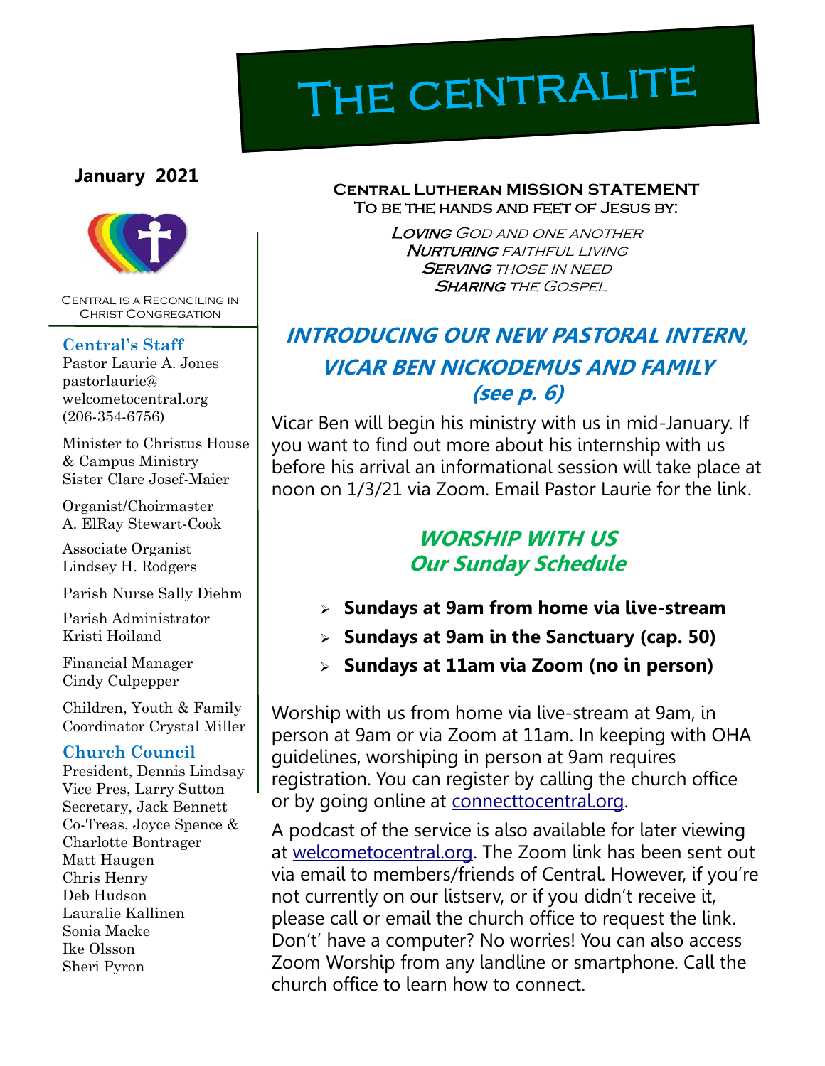# The Centralite

**January 2021**

Central is a Reconciling in Christ Congregation

### Central's Staff

Pastor Laurie A. Jones
pastorlaurie@welcometocentral.org
(206-354-6756)

Minister to Christus House & Campus Ministry
Sister Clare Josef-Maier

Organist/Choirmaster
A. ElRay Stewart-Cook

Associate Organist
Lindsey H. Rodgers

Parish Nurse Sally Diehm

Parish Administrator
Kristi Hoiland

Financial Manager
Cindy Culpepper

Children, Youth & Family Coordinator Crystal Miller

### Church Council

President, Dennis Lindsay
Vice Pres, Larry Sutton
Secretary, Jack Bennett
Co-Treas, Joyce Spence & Charlotte Bontrager
Matt Haugen
Chris Henry
Deb Hudson
Lauralie Kallinen
Sonia Macke
Ike Olsson
Sheri Pyron

**Central Lutheran MISSION STATEMENT**
**To be the hands and feet of Jesus by:**

***Loving*** *God and one another*
***Nurturing*** *faithful living*
***Serving*** *those in need*
***Sharing*** *the Gospel*

## INTRODUCING OUR NEW PASTORAL INTERN, VICAR BEN NICKODEMUS AND FAMILY (see p. 6)

Vicar Ben will begin his ministry with us in mid-January. If you want to find out more about his internship with us before his arrival an informational session will take place at noon on 1/3/21 via Zoom. Email Pastor Laurie for the link.

## WORSHIP WITH US
## Our Sunday Schedule

- **Sundays at 9am from home via live-stream**
- **Sundays at 9am in the Sanctuary (cap. 50)**
- **Sundays at 11am via Zoom (no in person)**

Worship with us from home via live-stream at 9am, in person at 9am or via Zoom at 11am. In keeping with OHA guidelines, worshiping in person at 9am requires registration. You can register by calling the church office or by going online at connecttocentral.org.

A podcast of the service is also available for later viewing at welcometocentral.org. The Zoom link has been sent out via email to members/friends of Central. However, if you're not currently on our listserv, or if you didn't receive it, please call or email the church office to request the link. Don't' have a computer? No worries! You can also access Zoom Worship from any landline or smartphone. Call the church office to learn how to connect.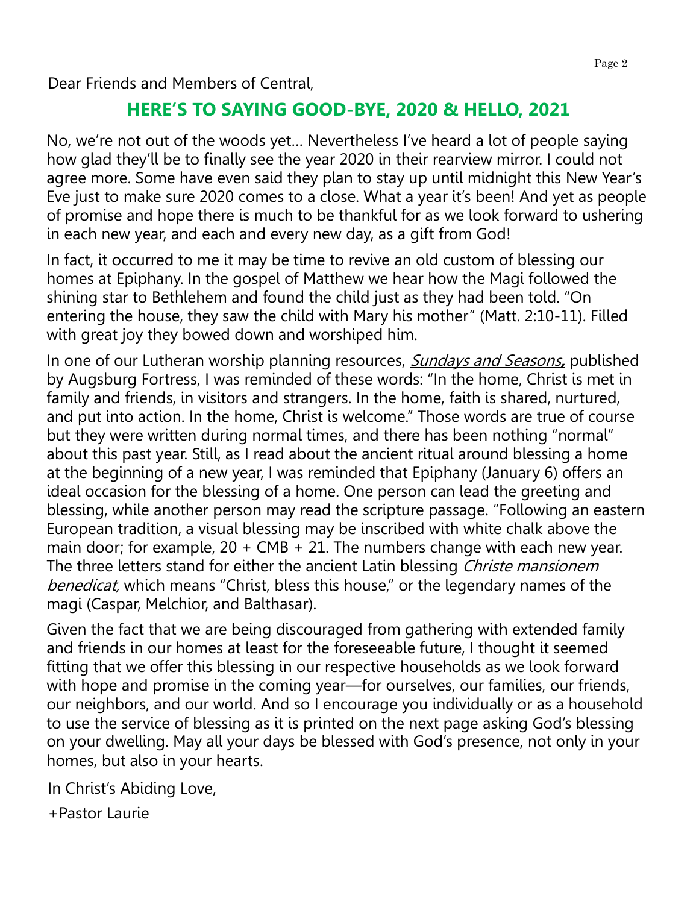Dear Friends and Members of Central,

## HERE'S TO SAYING GOOD-BYE, 2020 & HELLO, 2021

No, we're not out of the woods yet… Nevertheless I've heard a lot of people saying how glad they'll be to finally see the year 2020 in their rearview mirror. I could not agree more. Some have even said they plan to stay up until midnight this New Year's Eve just to make sure 2020 comes to a close. What a year it's been! And yet as people of promise and hope there is much to be thankful for as we look forward to ushering in each new year, and each and every new day, as a gift from God!

In fact, it occurred to me it may be time to revive an old custom of blessing our homes at Epiphany. In the gospel of Matthew we hear how the Magi followed the shining star to Bethlehem and found the child just as they had been told. "On entering the house, they saw the child with Mary his mother" (Matt. 2:10-11). Filled with great joy they bowed down and worshiped him.

In one of our Lutheran worship planning resources, ***Sundays and Seasons*,** published by Augsburg Fortress, I was reminded of these words: "In the home, Christ is met in family and friends, in visitors and strangers. In the home, faith is shared, nurtured, and put into action. In the home, Christ is welcome." Those words are true of course but they were written during normal times, and there has been nothing "normal" about this past year. Still, as I read about the ancient ritual around blessing a home at the beginning of a new year, I was reminded that Epiphany (January 6) offers an ideal occasion for the blessing of a home. One person can lead the greeting and blessing, while another person may read the scripture passage. "Following an eastern European tradition, a visual blessing may be inscribed with white chalk above the main door; for example, 20 + CMB + 21. The numbers change with each new year. The three letters stand for either the ancient Latin blessing *Christe mansionem benedicat,* which means "Christ, bless this house," or the legendary names of the magi (Caspar, Melchior, and Balthasar).

Given the fact that we are being discouraged from gathering with extended family and friends in our homes at least for the foreseeable future, I thought it seemed fitting that we offer this blessing in our respective households as we look forward with hope and promise in the coming year—for ourselves, our families, our friends, our neighbors, and our world. And so I encourage you individually or as a household to use the service of blessing as it is printed on the next page asking God's blessing on your dwelling. May all your days be blessed with God's presence, not only in your homes, but also in your hearts.

In Christ's Abiding Love,

+Pastor Laurie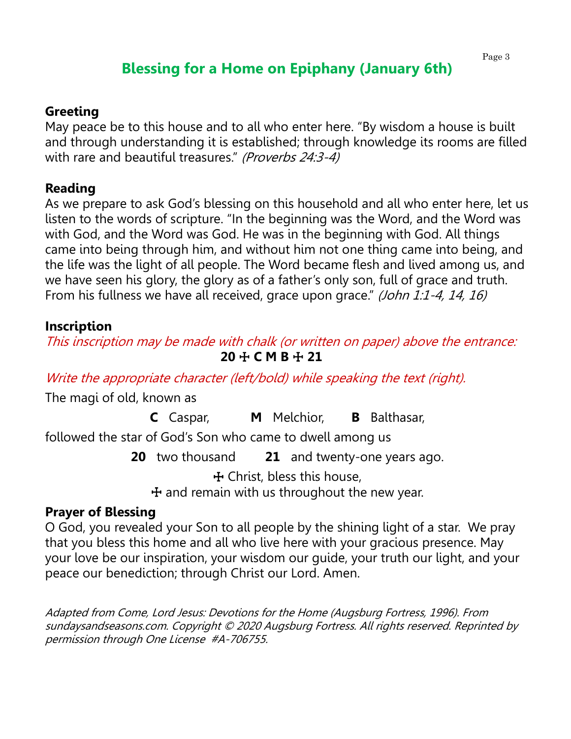# Blessing for a Home on Epiphany (January 6th)

**Greeting**

May peace be to this house and to all who enter here. “By wisdom a house is built and through understanding it is established; through knowledge its rooms are filled with rare and beautiful treasures.” *(Proverbs 24:3-4)*

**Reading**

As we prepare to ask God’s blessing on this household and all who enter here, let us listen to the words of scripture. “In the beginning was the Word, and the Word was with God, and the Word was God. He was in the beginning with God. All things came into being through him, and without him not one thing came into being, and the life was the light of all people. The Word became flesh and lived among us, and we have seen his glory, the glory as of a father’s only son, full of grace and truth. From his fullness we have all received, grace upon grace.” *(John 1:1-4, 14, 16)*

**Inscription**

*This inscription may be made with chalk (or written on paper) above the entrance:*

**20 ✠ C M B ✠ 21**

*Write the appropriate character (left/bold) while speaking the text (right).*

The magi of old, known as

**C** Caspar, **M** Melchior, **B** Balthasar,

followed the star of God’s Son who came to dwell among us

**20** two thousand **21** and twenty-one years ago.

✠ Christ, bless this house,

✠ and remain with us throughout the new year.

**Prayer of Blessing**

O God, you revealed your Son to all people by the shining light of a star. We pray that you bless this home and all who live here with your gracious presence. May your love be our inspiration, your wisdom our guide, your truth our light, and your peace our benediction; through Christ our Lord. Amen.

*Adapted from Come, Lord Jesus: Devotions for the Home (Augsburg Fortress, 1996). From sundaysandseasons.com. Copyright © 2020 Augsburg Fortress. All rights reserved. Reprinted by permission through One License #A-706755.*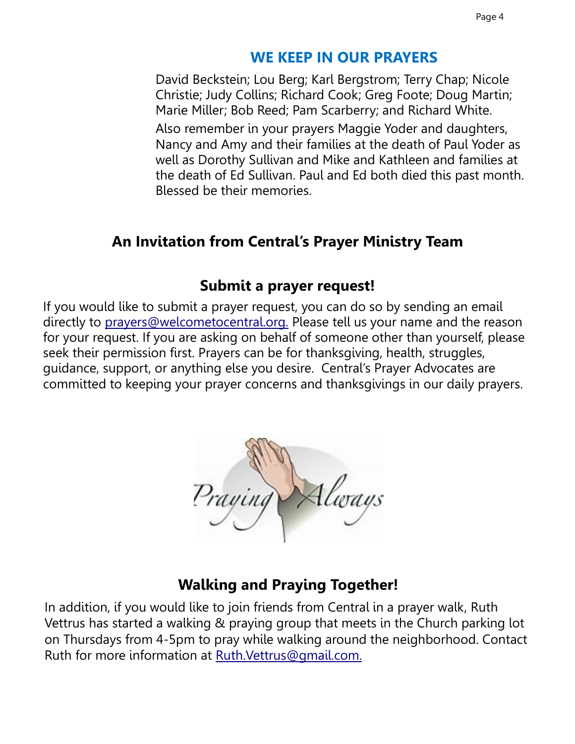## WE KEEP IN OUR PRAYERS

David Beckstein; Lou Berg; Karl Bergstrom; Terry Chap; Nicole Christie; Judy Collins; Richard Cook; Greg Foote; Doug Martin; Marie Miller; Bob Reed; Pam Scarberry; and Richard White.

Also remember in your prayers Maggie Yoder and daughters, Nancy and Amy and their families at the death of Paul Yoder as well as Dorothy Sullivan and Mike and Kathleen and families at the death of Ed Sullivan. Paul and Ed both died this past month. Blessed be their memories.

## An Invitation from Central's Prayer Ministry Team

### Submit a prayer request!

If you would like to submit a prayer request, you can do so by sending an email directly to [prayers@welcometocentral.org.](mailto:prayers@welcometocentral.org) Please tell us your name and the reason for your request. If you are asking on behalf of someone other than yourself, please seek their permission first. Prayers can be for thanksgiving, health, struggles, guidance, support, or anything else you desire. Central's Prayer Advocates are committed to keeping your prayer concerns and thanksgivings in our daily prayers.

Praying Always

### Walking and Praying Together!

In addition, if you would like to join friends from Central in a prayer walk, Ruth Vettrus has started a walking & praying group that meets in the Church parking lot on Thursdays from 4-5pm to pray while walking around the neighborhood. Contact Ruth for more information at [Ruth.Vettrus@gmail.com.](mailto:Ruth.Vettrus@gmail.com)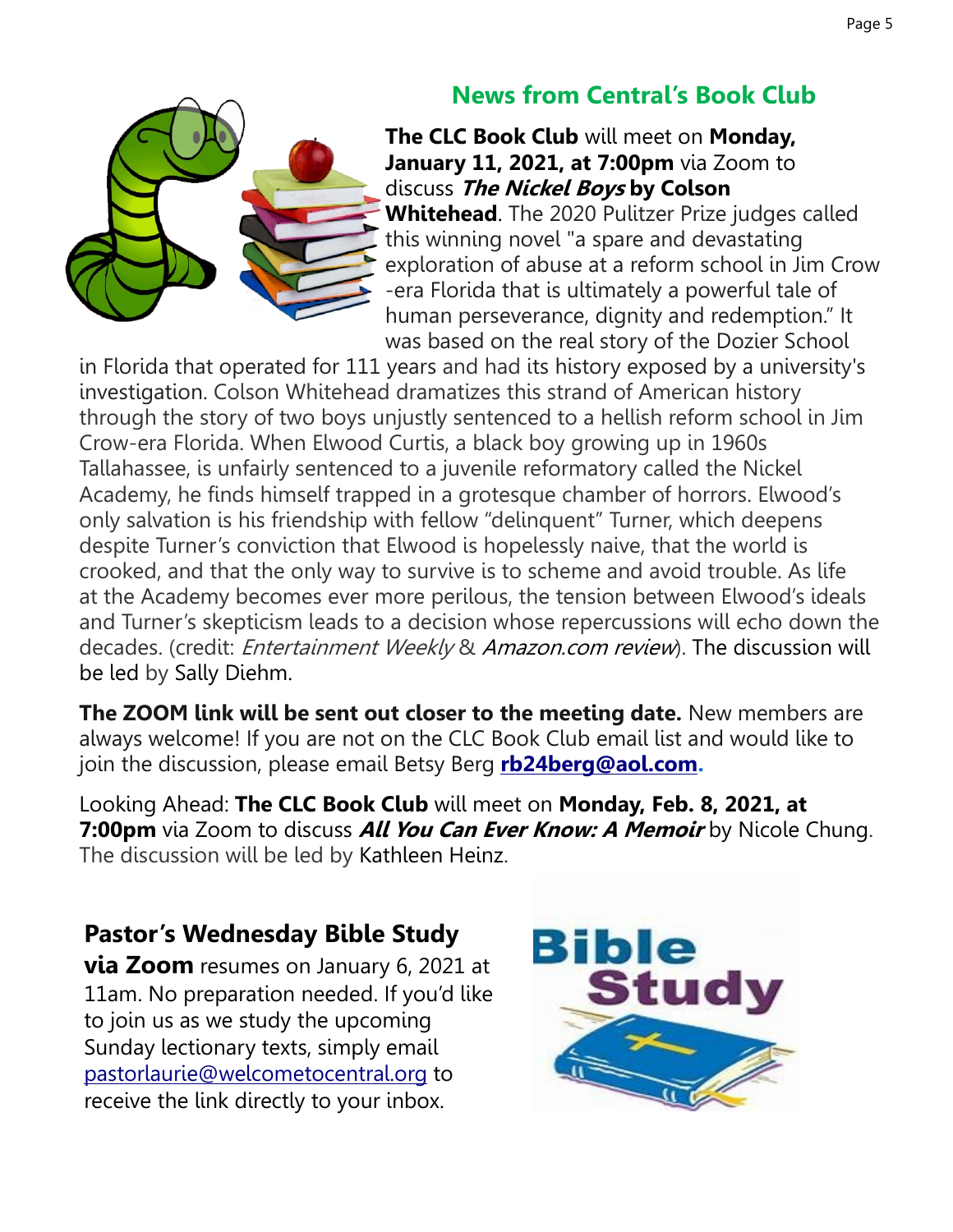## News from Central's Book Club

**The CLC Book Club** will meet on **Monday, January 11, 2021, at 7:00pm** via Zoom to discuss ***The Nickel Boys* by Colson Whitehead**. The 2020 Pulitzer Prize judges called this winning novel "a spare and devastating exploration of abuse at a reform school in Jim Crow-era Florida that is ultimately a powerful tale of human perseverance, dignity and redemption." It was based on the real story of the Dozier School in Florida that operated for 111 years and had its history exposed by a university's investigation. Colson Whitehead dramatizes this strand of American history through the story of two boys unjustly sentenced to a hellish reform school in Jim Crow-era Florida. When Elwood Curtis, a black boy growing up in 1960s Tallahassee, is unfairly sentenced to a juvenile reformatory called the Nickel Academy, he finds himself trapped in a grotesque chamber of horrors. Elwood's only salvation is his friendship with fellow "delinquent" Turner, which deepens despite Turner's conviction that Elwood is hopelessly naive, that the world is crooked, and that the only way to survive is to scheme and avoid trouble. As life at the Academy becomes ever more perilous, the tension between Elwood's ideals and Turner's skepticism leads to a decision whose repercussions will echo down the decades. (credit: *Entertainment Weekly* & *Amazon.com review*). The discussion will be led by Sally Diehm.

**The ZOOM link will be sent out closer to the meeting date.** New members are always welcome! If you are not on the CLC Book Club email list and would like to join the discussion, please email Betsy Berg **rb24berg@aol.com**.

Looking Ahead: **The CLC Book Club** will meet on **Monday, Feb. 8, 2021, at 7:00pm** via Zoom to discuss ***All You Can Ever Know: A Memoir*** by Nicole Chung. The discussion will be led by Kathleen Heinz.

## Pastor's Wednesday Bible Study via Zoom

**Pastor's Wednesday Bible Study via Zoom** resumes on January 6, 2021 at 11am. No preparation needed. If you'd like to join us as we study the upcoming Sunday lectionary texts, simply email pastorlaurie@welcometocentral.org to receive the link directly to your inbox.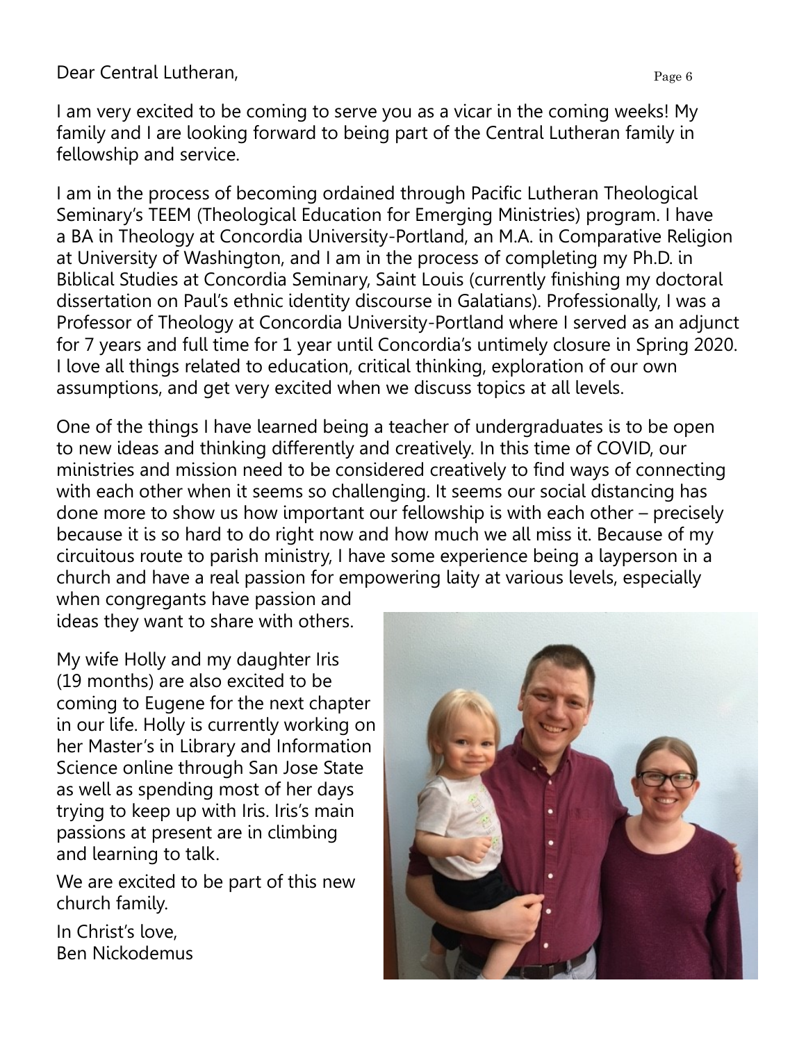Dear Central Lutheran,

I am very excited to be coming to serve you as a vicar in the coming weeks! My family and I are looking forward to being part of the Central Lutheran family in fellowship and service.

I am in the process of becoming ordained through Pacific Lutheran Theological Seminary's TEEM (Theological Education for Emerging Ministries) program. I have a BA in Theology at Concordia University-Portland, an M.A. in Comparative Religion at University of Washington, and I am in the process of completing my Ph.D. in Biblical Studies at Concordia Seminary, Saint Louis (currently finishing my doctoral dissertation on Paul's ethnic identity discourse in Galatians). Professionally, I was a Professor of Theology at Concordia University-Portland where I served as an adjunct for 7 years and full time for 1 year until Concordia's untimely closure in Spring 2020. I love all things related to education, critical thinking, exploration of our own assumptions, and get very excited when we discuss topics at all levels.

One of the things I have learned being a teacher of undergraduates is to be open to new ideas and thinking differently and creatively. In this time of COVID, our ministries and mission need to be considered creatively to find ways of connecting with each other when it seems so challenging. It seems our social distancing has done more to show us how important our fellowship is with each other – precisely because it is so hard to do right now and how much we all miss it. Because of my circuitous route to parish ministry, I have some experience being a layperson in a church and have a real passion for empowering laity at various levels, especially when congregants have passion and ideas they want to share with others.

My wife Holly and my daughter Iris (19 months) are also excited to be coming to Eugene for the next chapter in our life. Holly is currently working on her Master's in Library and Information Science online through San Jose State as well as spending most of her days trying to keep up with Iris. Iris's main passions at present are in climbing and learning to talk.

We are excited to be part of this new church family.

In Christ's love,
Ben Nickodemus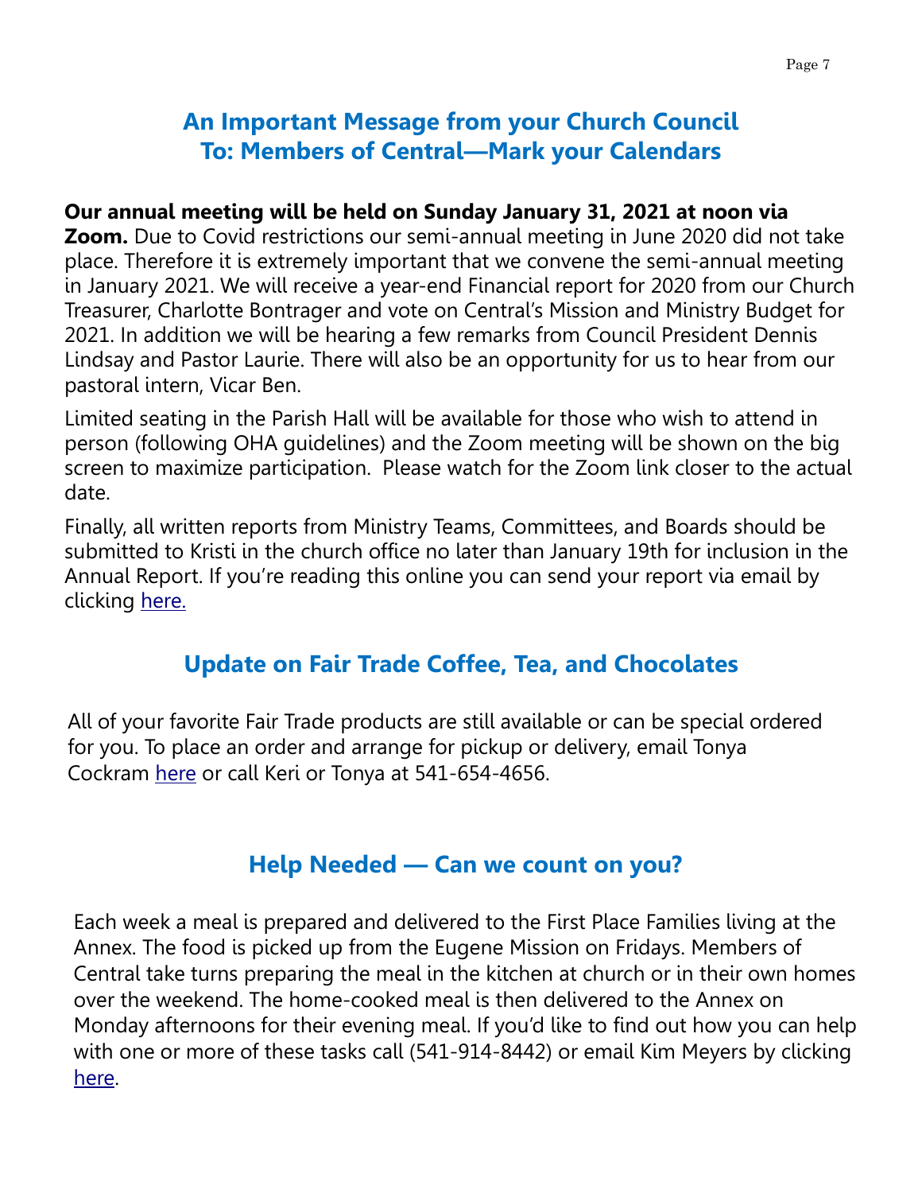## An Important Message from your Church Council
## To: Members of Central—Mark your Calendars

**Our annual meeting will be held on Sunday January 31, 2021 at noon via Zoom.** Due to Covid restrictions our semi-annual meeting in June 2020 did not take place. Therefore it is extremely important that we convene the semi-annual meeting in January 2021. We will receive a year-end Financial report for 2020 from our Church Treasurer, Charlotte Bontrager and vote on Central's Mission and Ministry Budget for 2021. In addition we will be hearing a few remarks from Council President Dennis Lindsay and Pastor Laurie. There will also be an opportunity for us to hear from our pastoral intern, Vicar Ben.

Limited seating in the Parish Hall will be available for those who wish to attend in person (following OHA guidelines) and the Zoom meeting will be shown on the big screen to maximize participation. Please watch for the Zoom link closer to the actual date.

Finally, all written reports from Ministry Teams, Committees, and Boards should be submitted to Kristi in the church office no later than January 19th for inclusion in the Annual Report. If you're reading this online you can send your report via email by clicking here.

## Update on Fair Trade Coffee, Tea, and Chocolates

All of your favorite Fair Trade products are still available or can be special ordered for you. To place an order and arrange for pickup or delivery, email Tonya Cockram here or call Keri or Tonya at 541-654-4656.

## Help Needed — Can we count on you?

Each week a meal is prepared and delivered to the First Place Families living at the Annex. The food is picked up from the Eugene Mission on Fridays. Members of Central take turns preparing the meal in the kitchen at church or in their own homes over the weekend. The home-cooked meal is then delivered to the Annex on Monday afternoons for their evening meal. If you'd like to find out how you can help with one or more of these tasks call (541-914-8442) or email Kim Meyers by clicking here.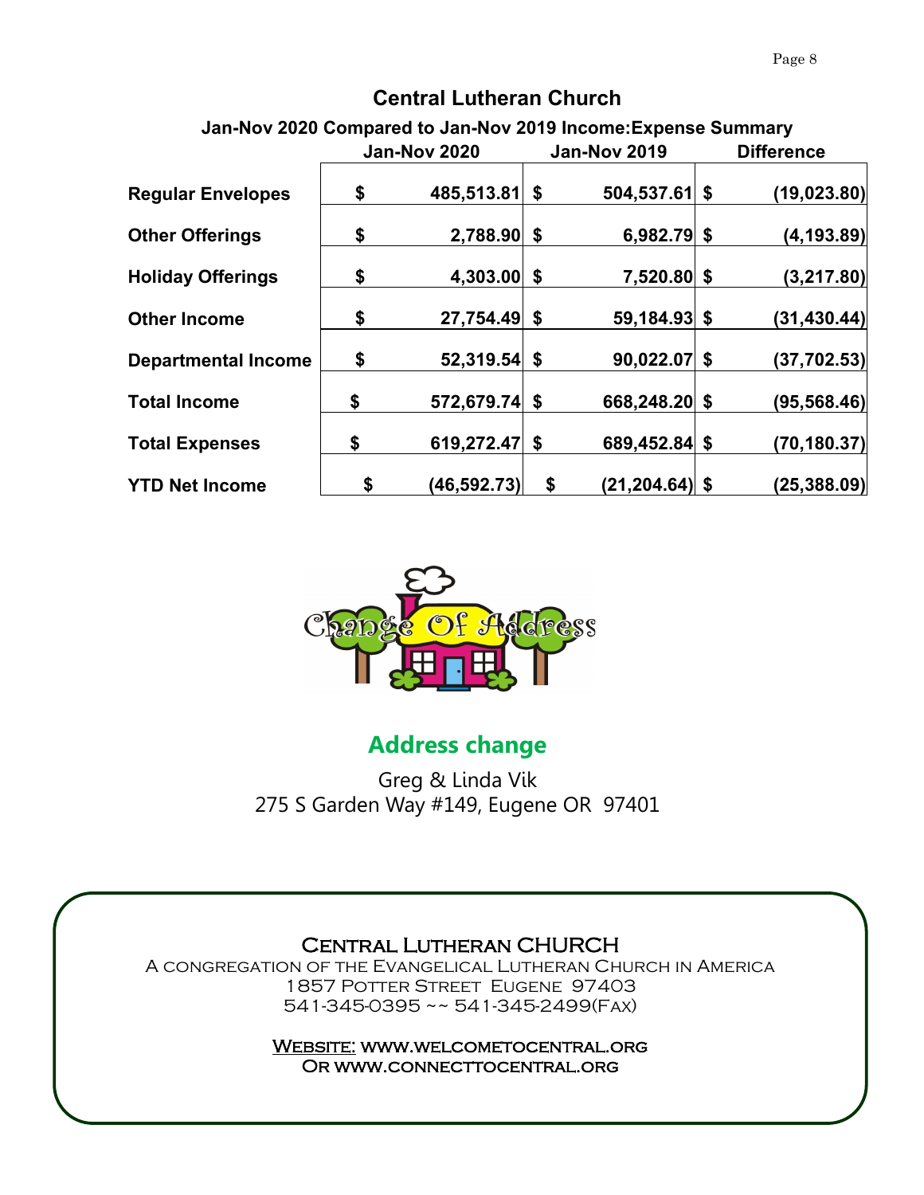## Central Lutheran Church

### Jan-Nov 2020 Compared to Jan-Nov 2019 Income:Expense Summary

| | Jan-Nov 2020 | Jan-Nov 2019 | Difference |
|---|---|---|---|
| **Regular Envelopes** | $ 485,513.81 | $ 504,537.61 | $ (19,023.80) |
| **Other Offerings** | $ 2,788.90 | $ 6,982.79 | $ (4,193.89) |
| **Holiday Offerings** | $ 4,303.00 | $ 7,520.80 | $ (3,217.80) |
| **Other Income** | $ 27,754.49 | $ 59,184.93 | $ (31,430.44) |
| **Departmental Income** | $ 52,319.54 | $ 90,022.07 | $ (37,702.53) |
| **Total Income** | $ 572,679.74 | $ 668,248.20 | $ (95,568.46) |
| **Total Expenses** | $ 619,272.47 | $ 689,452.84 | $ (70,180.37) |
| **YTD Net Income** | $ (46,592.73) | $ (21,204.64) | $ (25,388.09) |

Change Of Address

## Address change

Greg & Linda Vik
275 S Garden Way #149, Eugene OR 97401

**Central Lutheran CHURCH**
A congregation of the Evangelical Lutheran Church in America
1857 Potter Street Eugene 97403
541-345-0395 ~~ 541-345-2499(Fax)

Website: www.welcometocentral.org
Or www.connecttocentral.org